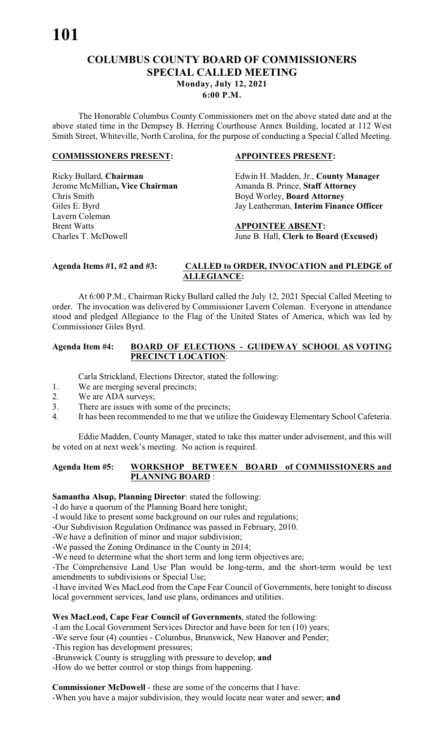# COLUMBUS COUNTY BOARD OF COMMISSIONERS
## SPECIAL CALLED MEETING
### Monday, July 12, 2021
### 6:00 P.M.

The Honorable Columbus County Commissioners met on the above stated date and at the above stated time in the Dempsey B. Herring Courthouse Annex Building, located at 112 West Smith Street, Whiteville, North Carolina, for the purpose of conducting a Special Called Meeting.

| **COMMISSIONERS PRESENT:** | **APPOINTEES PRESENT:** |
|---|---|
| Ricky Bullard, **Chairman** | Edwin H. Madden, Jr., **County Manager** |
| Jerome McMillian**, Vice Chairman** | Amanda B. Prince, **Staff Attorney** |
| Chris Smith | Boyd Worley, **Board Attorney** |
| Giles E. Byrd | Jay Leatherman, **Interim Finance Officer** |
| Lavern Coleman | |
| Brent Watts | **APPOINTEE ABSENT:** |
| Charles T. McDowell | June B. Hall, **Clerk to Board (Excused)** |

**Agenda Items #1, #2 and #3:** **CALLED to ORDER, INVOCATION and PLEDGE of ALLEGIANCE:**

At 6:00 P.M., Chairman Ricky Bullard called the July 12, 2021 Special Called Meeting to order. The invocation was delivered by Commissioner Lavern Coleman. Everyone in attendance stood and pledged Allegiance to the Flag of the United States of America, which was led by Commissioner Giles Byrd.

**Agenda Item #4:** **BOARD OF ELECTIONS - GUIDEWAY SCHOOL AS VOTING PRECINCT LOCATION**:

Carla Strickland, Elections Director, stated the following:

1. We are merging several precincts;
2. We are ADA surveys;
3. There are issues with some of the precincts;
4. It has been recommended to me that we utilize the Guideway Elementary School Cafeteria.

Eddie Madden, County Manager, stated to take this matter under advisement, and this will be voted on at next week's meeting. No action is required.

**Agenda Item #5:** **WORKSHOP BETWEEN BOARD of COMMISSIONERS and PLANNING BOARD** :

**Samantha Alsup, Planning Director**: stated the following:

-I do have a quorum of the Planning Board here tonight;

-I would like to present some background on our rules and regulations;

-Our Subdivision Regulation Ordinance was passed in February, 2010.

-We have a definition of minor and major subdivision;

-We passed the Zoning Ordinance in the County in 2014;

-We need to determine what the short term and long term objectives are;

-The Comprehensive Land Use Plan would be long-term, and the short-term would be text amendments to subdivisions or Special Use;

-I have invited Wes MacLeod from the Cape Fear Council of Governments, here tonight to discuss local government services, land use plans, ordinances and utilities.

**Wes MacLeod, Cape Fear Council of Governments**, stated the following:

-I am the Local Government Services Director and have been for ten (10) years;

-We serve four (4) counties - Columbus, Brunswick, New Hanover and Pender;

-This region has development pressures;

-Brunswick County is struggling with pressure to develop; **and**

-How do we better control or stop things from happening.

**Commissioner McDowell** - these are some of the concerns that I have:

-When you have a major subdivision, they would locate near water and sewer; **and**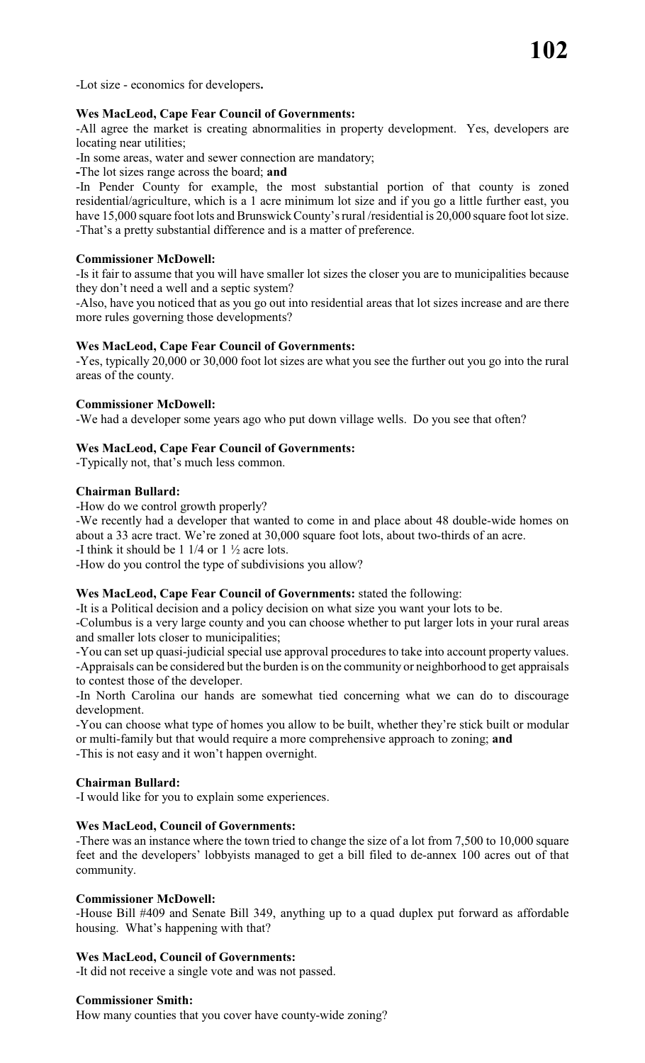-Lot size - economics for developers**.**

**Wes MacLeod, Cape Fear Council of Governments:**
-All agree the market is creating abnormalities in property development. Yes, developers are locating near utilities;
-In some areas, water and sewer connection are mandatory;
**-**The lot sizes range across the board; **and**
-In Pender County for example, the most substantial portion of that county is zoned residential/agriculture, which is a 1 acre minimum lot size and if you go a little further east, you have 15,000 square foot lots and Brunswick County's rural /residential is 20,000 square foot lot size.
-That's a pretty substantial difference and is a matter of preference.

**Commissioner McDowell:**
-Is it fair to assume that you will have smaller lot sizes the closer you are to municipalities because they don't need a well and a septic system?
-Also, have you noticed that as you go out into residential areas that lot sizes increase and are there more rules governing those developments?

**Wes MacLeod, Cape Fear Council of Governments:**
-Yes, typically 20,000 or 30,000 foot lot sizes are what you see the further out you go into the rural areas of the county.

**Commissioner McDowell:**
-We had a developer some years ago who put down village wells. Do you see that often?

**Wes MacLeod, Cape Fear Council of Governments:**
-Typically not, that's much less common.

**Chairman Bullard:**
-How do we control growth properly?
-We recently had a developer that wanted to come in and place about 48 double-wide homes on about a 33 acre tract. We're zoned at 30,000 square foot lots, about two-thirds of an acre.
-I think it should be 1 1/4 or 1 ½ acre lots.
-How do you control the type of subdivisions you allow?

**Wes MacLeod, Cape Fear Council of Governments:** stated the following:
-It is a Political decision and a policy decision on what size you want your lots to be.
-Columbus is a very large county and you can choose whether to put larger lots in your rural areas and smaller lots closer to municipalities;
-You can set up quasi-judicial special use approval procedures to take into account property values.
-Appraisals can be considered but the burden is on the community or neighborhood to get appraisals to contest those of the developer.
-In North Carolina our hands are somewhat tied concerning what we can do to discourage development.
-You can choose what type of homes you allow to be built, whether they're stick built or modular or multi-family but that would require a more comprehensive approach to zoning; **and**
-This is not easy and it won't happen overnight.

**Chairman Bullard:**
-I would like for you to explain some experiences.

**Wes MacLeod, Council of Governments:**
-There was an instance where the town tried to change the size of a lot from 7,500 to 10,000 square feet and the developers' lobbyists managed to get a bill filed to de-annex 100 acres out of that community.

**Commissioner McDowell:**
-House Bill #409 and Senate Bill 349, anything up to a quad duplex put forward as affordable housing. What's happening with that?

**Wes MacLeod, Council of Governments:**
-It did not receive a single vote and was not passed.

**Commissioner Smith:**
How many counties that you cover have county-wide zoning?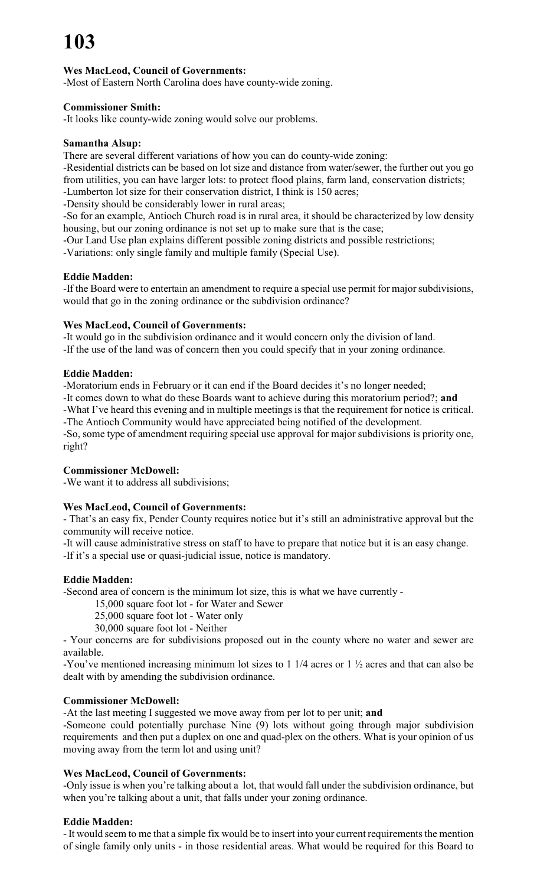**Wes MacLeod, Council of Governments:**
-Most of Eastern North Carolina does have county-wide zoning.

**Commissioner Smith:**
-It looks like county-wide zoning would solve our problems.

**Samantha Alsup:**
There are several different variations of how you can do county-wide zoning:
-Residential districts can be based on lot size and distance from water/sewer, the further out you go from utilities, you can have larger lots: to protect flood plains, farm land, conservation districts;
-Lumberton lot size for their conservation district, I think is 150 acres;
-Density should be considerably lower in rural areas;
-So for an example, Antioch Church road is in rural area, it should be characterized by low density housing, but our zoning ordinance is not set up to make sure that is the case;
-Our Land Use plan explains different possible zoning districts and possible restrictions;
-Variations: only single family and multiple family (Special Use).

**Eddie Madden:**
-If the Board were to entertain an amendment to require a special use permit for major subdivisions, would that go in the zoning ordinance or the subdivision ordinance?

**Wes MacLeod, Council of Governments:**
-It would go in the subdivision ordinance and it would concern only the division of land.
-If the use of the land was of concern then you could specify that in your zoning ordinance.

**Eddie Madden:**
-Moratorium ends in February or it can end if the Board decides it's no longer needed;
-It comes down to what do these Boards want to achieve during this moratorium period?; **and**
-What I've heard this evening and in multiple meetings is that the requirement for notice is critical.
-The Antioch Community would have appreciated being notified of the development.
-So, some type of amendment requiring special use approval for major subdivisions is priority one, right?

**Commissioner McDowell:**
-We want it to address all subdivisions;

**Wes MacLeod, Council of Governments:**
- That's an easy fix, Pender County requires notice but it's still an administrative approval but the community will receive notice.
-It will cause administrative stress on staff to have to prepare that notice but it is an easy change.
-If it's a special use or quasi-judicial issue, notice is mandatory.

**Eddie Madden:**
-Second area of concern is the minimum lot size, this is what we have currently -

15,000 square foot lot - for Water and Sewer
25,000 square foot lot - Water only
30,000 square foot lot - Neither

- Your concerns are for subdivisions proposed out in the county where no water and sewer are available.
-You've mentioned increasing minimum lot sizes to 1 1/4 acres or 1 ½ acres and that can also be dealt with by amending the subdivision ordinance.

**Commissioner McDowell:**
-At the last meeting I suggested we move away from per lot to per unit; **and**
-Someone could potentially purchase Nine (9) lots without going through major subdivision requirements and then put a duplex on one and quad-plex on the others. What is your opinion of us moving away from the term lot and using unit?

**Wes MacLeod, Council of Governments:**
-Only issue is when you're talking about a lot, that would fall under the subdivision ordinance, but when you're talking about a unit, that falls under your zoning ordinance.

**Eddie Madden:**
- It would seem to me that a simple fix would be to insert into your current requirements the mention of single family only units - in those residential areas. What would be required for this Board to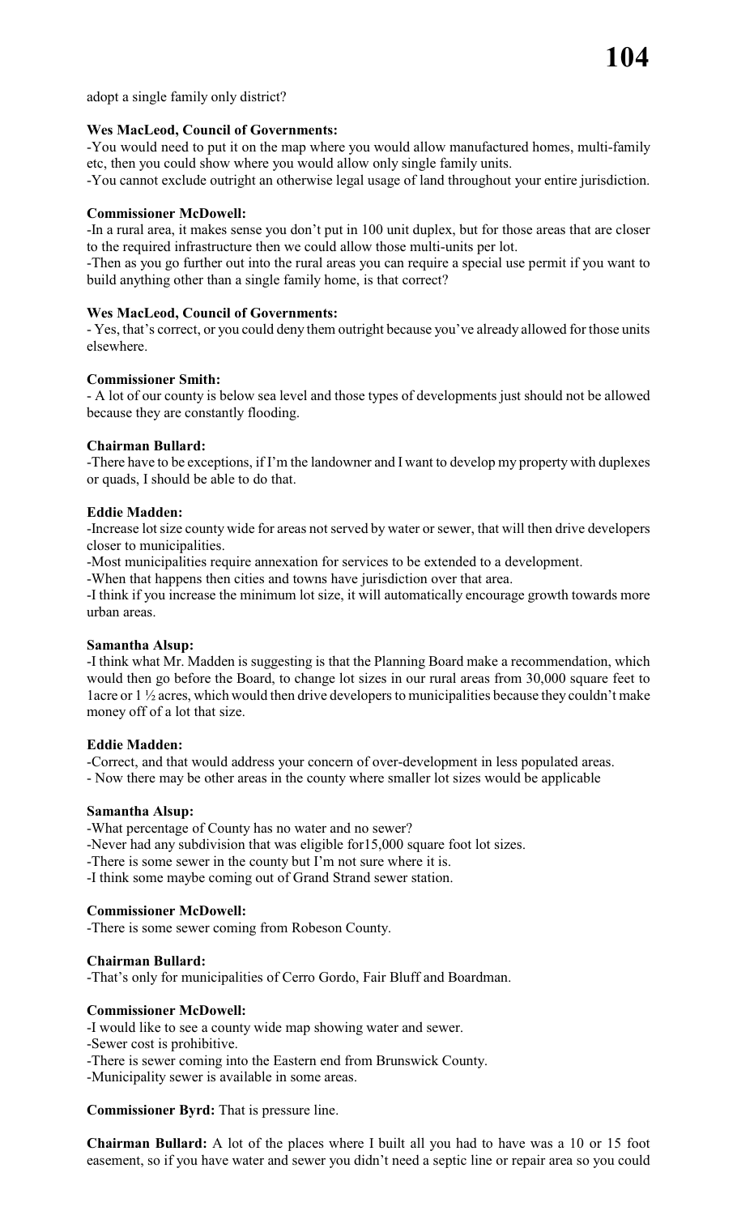adopt a single family only district?

**Wes MacLeod, Council of Governments:**

-You would need to put it on the map where you would allow manufactured homes, multi-family etc, then you could show where you would allow only single family units.

-You cannot exclude outright an otherwise legal usage of land throughout your entire jurisdiction.

**Commissioner McDowell:**

-In a rural area, it makes sense you don't put in 100 unit duplex, but for those areas that are closer to the required infrastructure then we could allow those multi-units per lot.

-Then as you go further out into the rural areas you can require a special use permit if you want to build anything other than a single family home, is that correct?

**Wes MacLeod, Council of Governments:**

- Yes, that's correct, or you could deny them outright because you've already allowed for those units elsewhere.

**Commissioner Smith:**

- A lot of our county is below sea level and those types of developments just should not be allowed because they are constantly flooding.

**Chairman Bullard:**

-There have to be exceptions, if I'm the landowner and I want to develop my property with duplexes or quads, I should be able to do that.

**Eddie Madden:**

-Increase lot size county wide for areas not served by water or sewer, that will then drive developers closer to municipalities.

-Most municipalities require annexation for services to be extended to a development.

-When that happens then cities and towns have jurisdiction over that area.

-I think if you increase the minimum lot size, it will automatically encourage growth towards more urban areas.

**Samantha Alsup:**

-I think what Mr. Madden is suggesting is that the Planning Board make a recommendation, which would then go before the Board, to change lot sizes in our rural areas from 30,000 square feet to 1acre or 1 ½ acres, which would then drive developers to municipalities because they couldn't make money off of a lot that size.

**Eddie Madden:**

-Correct, and that would address your concern of over-development in less populated areas.

- Now there may be other areas in the county where smaller lot sizes would be applicable

**Samantha Alsup:**

-What percentage of County has no water and no sewer?

-Never had any subdivision that was eligible for15,000 square foot lot sizes.

-There is some sewer in the county but I'm not sure where it is.

-I think some maybe coming out of Grand Strand sewer station.

**Commissioner McDowell:**

-There is some sewer coming from Robeson County.

**Chairman Bullard:**

-That's only for municipalities of Cerro Gordo, Fair Bluff and Boardman.

**Commissioner McDowell:**

-I would like to see a county wide map showing water and sewer.

-Sewer cost is prohibitive.

-There is sewer coming into the Eastern end from Brunswick County.

-Municipality sewer is available in some areas.

**Commissioner Byrd:** That is pressure line.

**Chairman Bullard:** A lot of the places where I built all you had to have was a 10 or 15 foot easement, so if you have water and sewer you didn't need a septic line or repair area so you could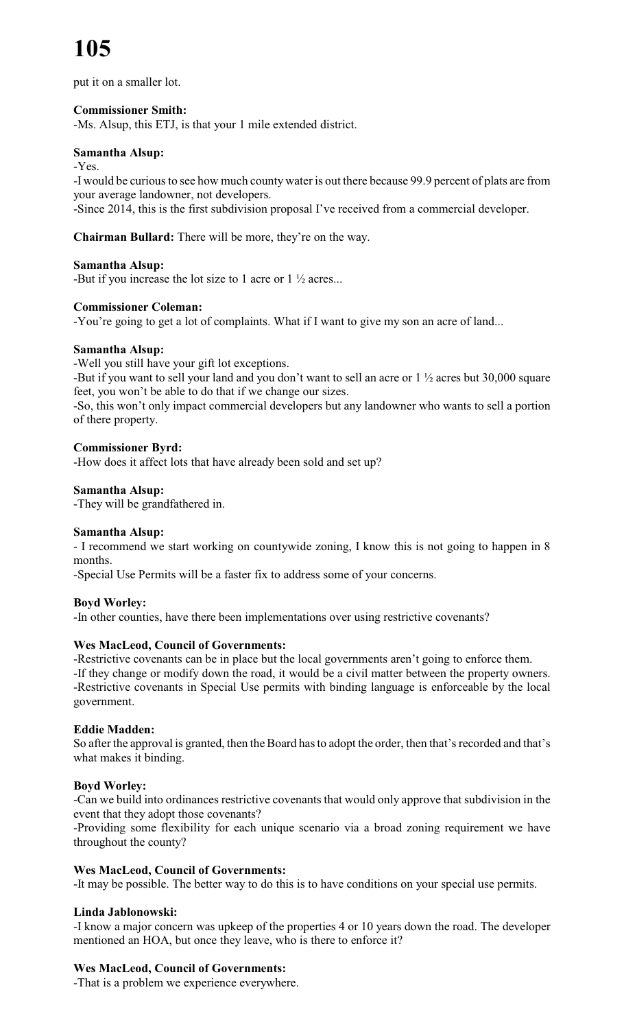put it on a smaller lot.

**Commissioner Smith:**
-Ms. Alsup, this ETJ, is that your 1 mile extended district.

**Samantha Alsup:**
-Yes.
-I would be curious to see how much county water is out there because 99.9 percent of plats are from your average landowner, not developers.
-Since 2014, this is the first subdivision proposal I've received from a commercial developer.

**Chairman Bullard:** There will be more, they're on the way.

**Samantha Alsup:**
-But if you increase the lot size to 1 acre or 1 ½ acres...

**Commissioner Coleman:**
-You're going to get a lot of complaints. What if I want to give my son an acre of land...

**Samantha Alsup:**
-Well you still have your gift lot exceptions.
-But if you want to sell your land and you don't want to sell an acre or 1 ½ acres but 30,000 square feet, you won't be able to do that if we change our sizes.
-So, this won't only impact commercial developers but any landowner who wants to sell a portion of there property.

**Commissioner Byrd:**
-How does it affect lots that have already been sold and set up?

**Samantha Alsup:**
-They will be grandfathered in.

**Samantha Alsup:**
- I recommend we start working on countywide zoning, I know this is not going to happen in 8 months.
-Special Use Permits will be a faster fix to address some of your concerns.

**Boyd Worley:**
-In other counties, have there been implementations over using restrictive covenants?

**Wes MacLeod, Council of Governments:**
-Restrictive covenants can be in place but the local governments aren't going to enforce them.
-If they change or modify down the road, it would be a civil matter between the property owners.
-Restrictive covenants in Special Use permits with binding language is enforceable by the local government.

**Eddie Madden:**
So after the approval is granted, then the Board has to adopt the order, then that's recorded and that's what makes it binding.

**Boyd Worley:**
-Can we build into ordinances restrictive covenants that would only approve that subdivision in the event that they adopt those covenants?
-Providing some flexibility for each unique scenario via a broad zoning requirement we have throughout the county?

**Wes MacLeod, Council of Governments:**
-It may be possible. The better way to do this is to have conditions on your special use permits.

**Linda Jablonowski:**
-I know a major concern was upkeep of the properties 4 or 10 years down the road. The developer mentioned an HOA, but once they leave, who is there to enforce it?

**Wes MacLeod, Council of Governments:**
-That is a problem we experience everywhere.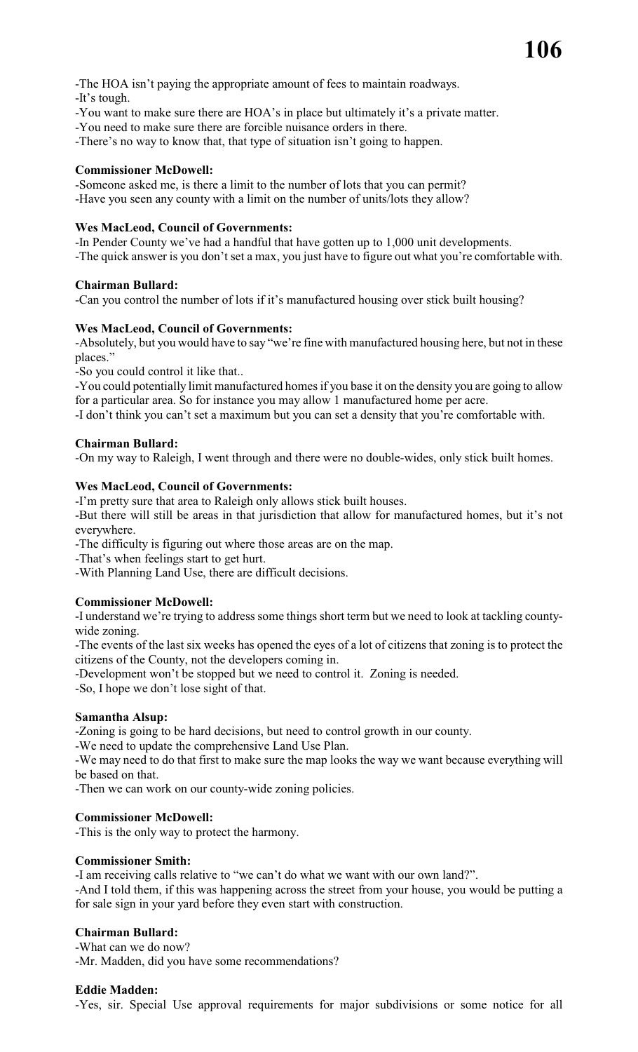-The HOA isn't paying the appropriate amount of fees to maintain roadways.
-It's tough.
-You want to make sure there are HOA's in place but ultimately it's a private matter.
-You need to make sure there are forcible nuisance orders in there.
-There's no way to know that, that type of situation isn't going to happen.

**Commissioner McDowell:**
-Someone asked me, is there a limit to the number of lots that you can permit?
-Have you seen any county with a limit on the number of units/lots they allow?

**Wes MacLeod, Council of Governments:**
-In Pender County we've had a handful that have gotten up to 1,000 unit developments.
-The quick answer is you don't set a max, you just have to figure out what you're comfortable with.

**Chairman Bullard:**
-Can you control the number of lots if it's manufactured housing over stick built housing?

**Wes MacLeod, Council of Governments:**
-Absolutely, but you would have to say "we're fine with manufactured housing here, but not in these places."
-So you could control it like that..
-You could potentially limit manufactured homes if you base it on the density you are going to allow for a particular area. So for instance you may allow 1 manufactured home per acre.
-I don't think you can't set a maximum but you can set a density that you're comfortable with.

**Chairman Bullard:**
-On my way to Raleigh, I went through and there were no double-wides, only stick built homes.

**Wes MacLeod, Council of Governments:**
-I'm pretty sure that area to Raleigh only allows stick built houses.
-But there will still be areas in that jurisdiction that allow for manufactured homes, but it's not everywhere.
-The difficulty is figuring out where those areas are on the map.
-That's when feelings start to get hurt.
-With Planning Land Use, there are difficult decisions.

**Commissioner McDowell:**
-I understand we're trying to address some things short term but we need to look at tackling county-wide zoning.
-The events of the last six weeks has opened the eyes of a lot of citizens that zoning is to protect the citizens of the County, not the developers coming in.
-Development won't be stopped but we need to control it. Zoning is needed.
-So, I hope we don't lose sight of that.

**Samantha Alsup:**
-Zoning is going to be hard decisions, but need to control growth in our county.
-We need to update the comprehensive Land Use Plan.
-We may need to do that first to make sure the map looks the way we want because everything will be based on that.
-Then we can work on our county-wide zoning policies.

**Commissioner McDowell:**
-This is the only way to protect the harmony.

**Commissioner Smith:**
-I am receiving calls relative to "we can't do what we want with our own land?".
-And I told them, if this was happening across the street from your house, you would be putting a for sale sign in your yard before they even start with construction.

**Chairman Bullard:**
-What can we do now?
-Mr. Madden, did you have some recommendations?

**Eddie Madden:**
-Yes, sir. Special Use approval requirements for major subdivisions or some notice for all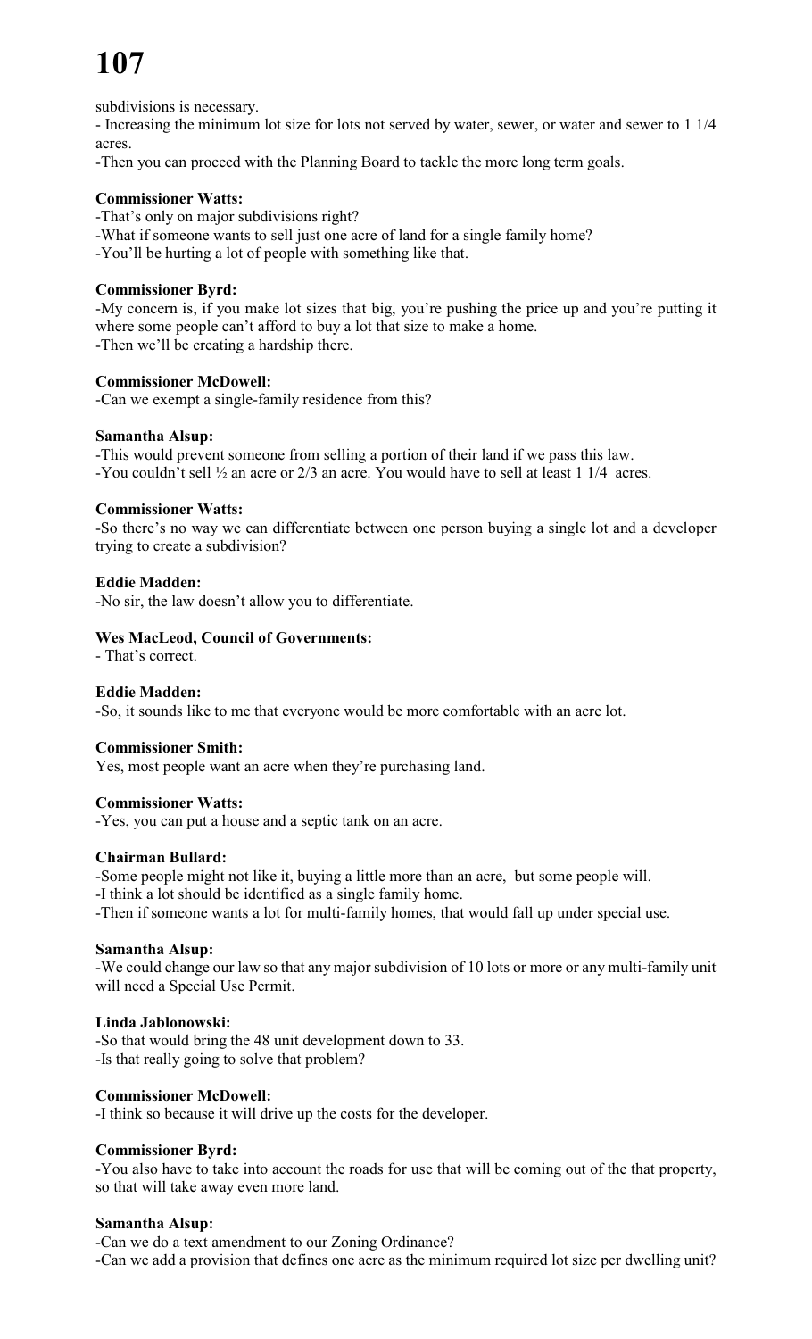subdivisions is necessary.

- Increasing the minimum lot size for lots not served by water, sewer, or water and sewer to 1 1/4 acres.

-Then you can proceed with the Planning Board to tackle the more long term goals.

**Commissioner Watts:**

-That's only on major subdivisions right?

-What if someone wants to sell just one acre of land for a single family home?

-You'll be hurting a lot of people with something like that.

**Commissioner Byrd:**

-My concern is, if you make lot sizes that big, you're pushing the price up and you're putting it where some people can't afford to buy a lot that size to make a home.

-Then we'll be creating a hardship there.

**Commissioner McDowell:**

-Can we exempt a single-family residence from this?

**Samantha Alsup:**

-This would prevent someone from selling a portion of their land if we pass this law.

-You couldn't sell ½ an acre or 2/3 an acre. You would have to sell at least 1 1/4 acres.

**Commissioner Watts:**

-So there's no way we can differentiate between one person buying a single lot and a developer trying to create a subdivision?

**Eddie Madden:**

-No sir, the law doesn't allow you to differentiate.

**Wes MacLeod, Council of Governments:**

- That's correct.

**Eddie Madden:**

-So, it sounds like to me that everyone would be more comfortable with an acre lot.

**Commissioner Smith:**

Yes, most people want an acre when they're purchasing land.

**Commissioner Watts:**

-Yes, you can put a house and a septic tank on an acre.

**Chairman Bullard:**

-Some people might not like it, buying a little more than an acre, but some people will.

-I think a lot should be identified as a single family home.

-Then if someone wants a lot for multi-family homes, that would fall up under special use.

**Samantha Alsup:**

-We could change our law so that any major subdivision of 10 lots or more or any multi-family unit will need a Special Use Permit.

**Linda Jablonowski:**

-So that would bring the 48 unit development down to 33.

-Is that really going to solve that problem?

**Commissioner McDowell:**

-I think so because it will drive up the costs for the developer.

**Commissioner Byrd:**

-You also have to take into account the roads for use that will be coming out of the that property, so that will take away even more land.

**Samantha Alsup:**

-Can we do a text amendment to our Zoning Ordinance?

-Can we add a provision that defines one acre as the minimum required lot size per dwelling unit?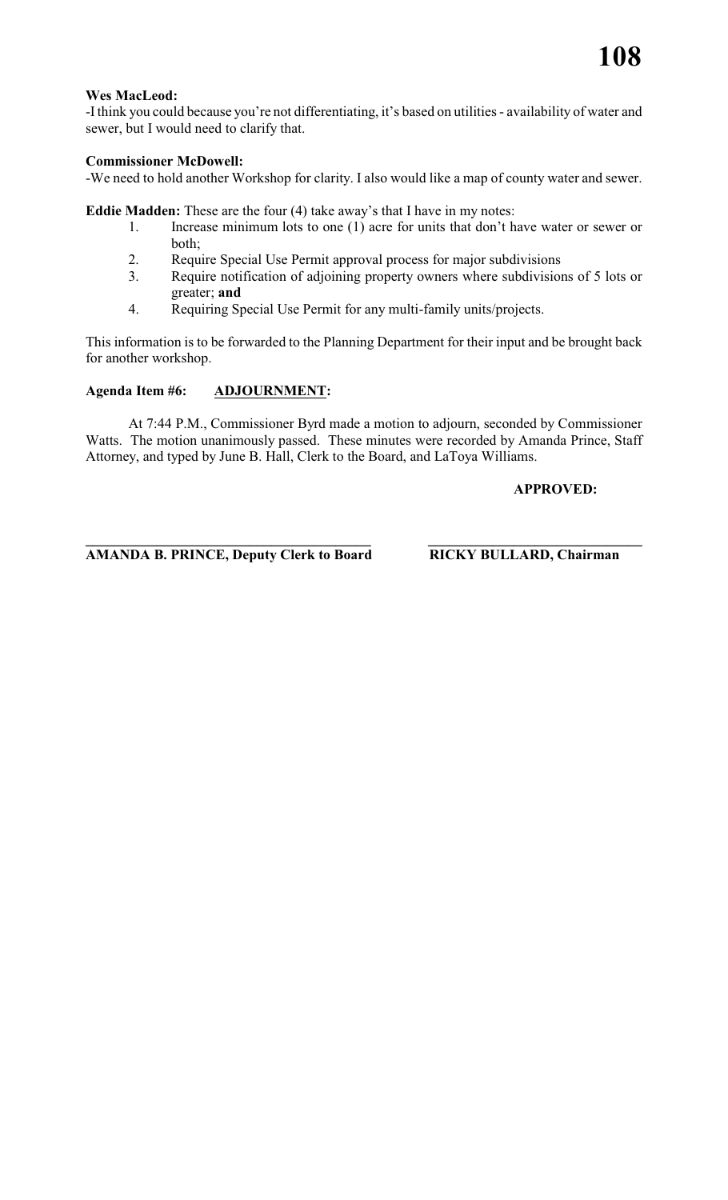**Wes MacLeod:**
-I think you could because you're not differentiating, it's based on utilities - availability of water and sewer, but I would need to clarify that.

**Commissioner McDowell:**
-We need to hold another Workshop for clarity. I also would like a map of county water and sewer.

**Eddie Madden:** These are the four (4) take away's that I have in my notes:

1. Increase minimum lots to one (1) acre for units that don't have water or sewer or both;
2. Require Special Use Permit approval process for major subdivisions
3. Require notification of adjoining property owners where subdivisions of 5 lots or greater; **and**
4. Requiring Special Use Permit for any multi-family units/projects.

This information is to be forwarded to the Planning Department for their input and be brought back for another workshop.

**Agenda Item #6: ADJOURNMENT:**

At 7:44 P.M., Commissioner Byrd made a motion to adjourn, seconded by Commissioner Watts. The motion unanimously passed. These minutes were recorded by Amanda Prince, Staff Attorney, and typed by June B. Hall, Clerk to the Board, and LaToya Williams.

**APPROVED:**

**AMANDA B. PRINCE, Deputy Clerk to Board**

**RICKY BULLARD, Chairman**